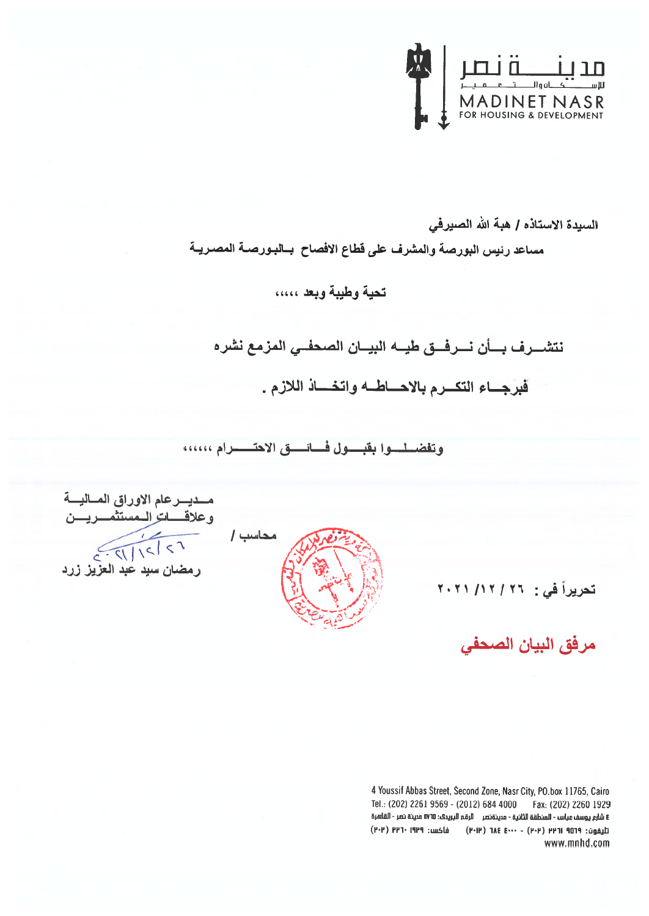مدينة نصر للإسكان والتعمير

MADINET NASR FOR HOUSING & DEVELOPMENT

**السيدة الاستاذه / هبة الله الصيرفي**

**مساعد رئيس البورصة والمشرف على قطاع الافصاح بالبورصة المصرية**

**تحية وطيبة وبعد ،،،،،**

**نتشرف بأن نرفق طيه البيان الصحفي المزمع نشره**

**فبرجاء التكرم بالاحاطه واتخاذ اللازم .**

**وتفضلوا بقبول فائق الاحترام ،،،،،،**

**مدير عام الاوراق المالية وعلاقات المستثمرين**

٢٦/١٢/٢٠٢١

**رمضان سيد عبد العزيز زرد**

**محاسب /**

**تحريراً في : ٢٦ / ١٢/ ٢٠٢١**

**مرفق البيان الصحفي**

4 Youssif Abbas Street, Second Zone, Nasr City, PO.box 11765, Cairo
Tel.: (202) 2261 9569 - (2012) 684 4000 Fax: (202) 2260 1929
٤ شارع يوسف عباس - المنطقة الثانية - مدينة نصر الرقم البريدي: ١١٧٦٥ مدينة نصر - القاهرة
تليفون: ٩٥٦٩ ٢٢٦١ (٢٠٢) - ٤٠٠٠ ٦٨٤ (٢٠١٢) فاكس: ١٩٢٩ ٢٢٦٠ (٢٠٢)
www.mnhd.com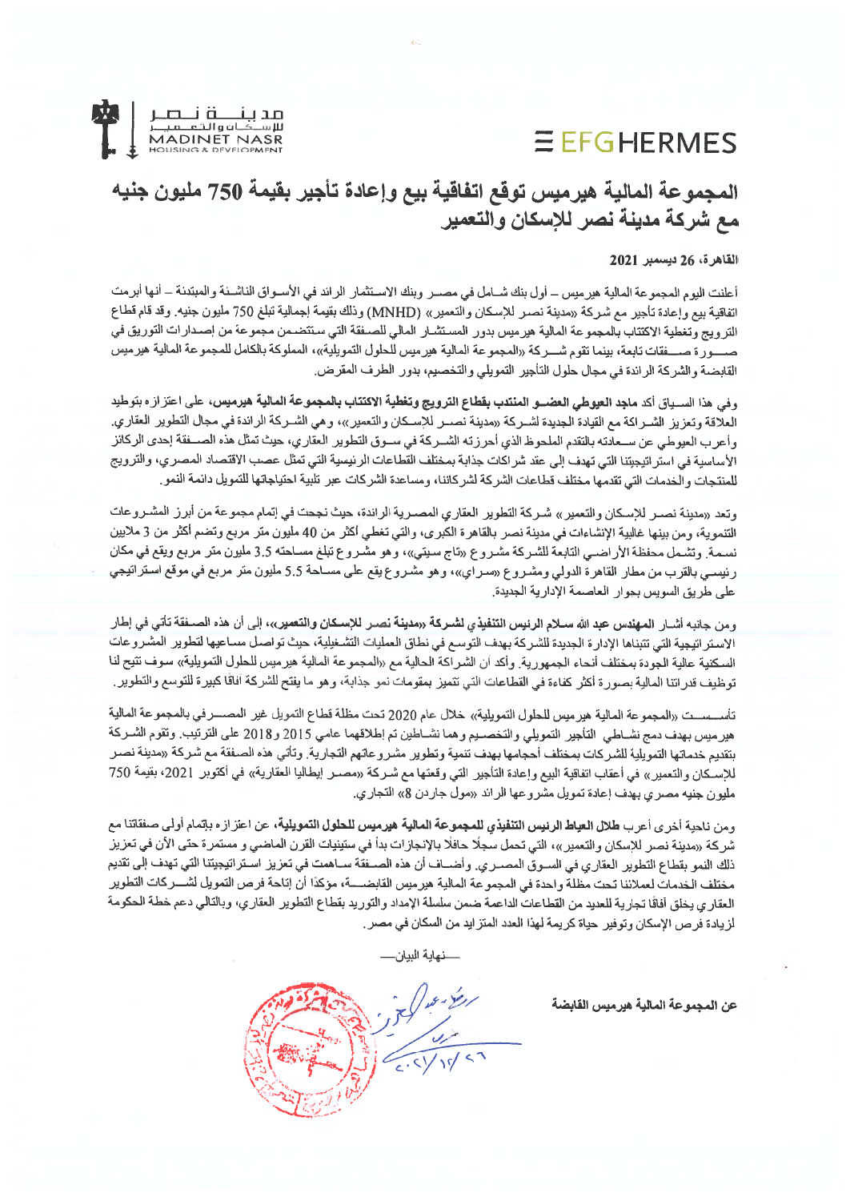مدينة نصر للإسكان والتعمير
MADINET NASR HOUSING & DEVELOPMENT

EFG HERMES

# المجموعة المالية هيرميس توقع اتفاقية بيع وإعادة تأجير بقيمة 750 مليون جنيه مع شركة مدينة نصر للإسكان والتعمير

**القاهرة، 26 ديسمبر 2021**

أعلنت اليوم المجموعة المالية هيرميس – أول بنك شامل في مصر وبنك الاستثمار الرائد في الأسواق الناشئة والمبتدئة – أنها أبرمت اتفاقية بيع وإعادة تأجير مع شركة «مدينة نصر للإسكان والتعمير» (MNHD) وذلك بقيمة إجمالية تبلغ 750 مليون جنيه. وقد قام قطاع الترويج وتغطية الاكتتاب بالمجموعة المالية هيرميس بدور المستشار المالي للصفقة التي ستتضمن مجموعة من إصدارات التوريق في صورة صفقات تابعة، بينما تقوم شركة «المجموعة المالية هيرميس للحلول التمويلية»، المملوكة بالكامل للمجموعة المالية هيرميس القابضة والشركة الرائدة في مجال حلول التأجير التمويلي والتخصيم، بدور الطرف المقرض.

وفي هذا السياق أكد **ماجد العيوطي العضو المنتدب بقطاع الترويج وتغطية الاكتتاب بالمجموعة المالية هيرميس،** على اعتزازه بتوطيد العلاقة وتعزيز الشراكة مع القيادة الجديدة لشركة «مدينة نصر للإسكان والتعمير»، وهي الشركة الرائدة في مجال التطوير العقاري. وأعرب العيوطي عن سعادته بالتقدم الملحوظ الذي أحرزته الشركة في سوق التطوير العقاري، حيث تمثل هذه الصفقة إحدى الركائز الأساسية في استراتيجيتنا التي تهدف إلى عقد شراكات جذابة بمختلف القطاعات الرئيسية التي تمثل عصب الاقتصاد المصري، والترويج للمنتجات والخدمات التي تقدمها مختلف قطاعات الشركة لشركائنا، ومساعدة الشركات عبر تلبية احتياجاتها للتمويل دائمة النمو.

وتعد «مدينة نصر للإسكان والتعمير» شركة التطوير العقاري المصرية الرائدة، حيث نجحت في إتمام مجموعة من أبرز المشروعات التنموية، ومن بينها غالبية الإنشاءات في مدينة نصر بالقاهرة الكبرى، والتي تغطي أكثر من 40 مليون متر مربع وتضم أكثر من 3 ملايين نسمة. وتشمل محفظة الأراضي التابعة للشركة مشروع «تاج سيتي»، وهو مشروع تبلغ مساحته 3.5 مليون متر مربع ويقع في مكان رئيسي بالقرب من مطار القاهرة الدولي ومشروع «سراي»، وهو مشروع يقع على مساحة 5.5 مليون متر مربع في موقع استراتيجي على طريق السويس بجوار العاصمة الإدارية الجديدة.

ومن جانبه أشار **المهندس عبد الله سلام الرئيس التنفيذي لشركة «مدينة نصر للإسكان والتعمير»،** إلى أن هذه الصفقة تأتي في إطار الاستراتيجية التي تتبناها الإدارة الجديدة للشركة بهدف التوسع في نطاق العمليات التشغيلية، حيث تواصل مساعيها لتطوير المشروعات السكنية عالية الجودة بمختلف أنحاء الجمهورية. وأكد أن الشراكة الحالية مع «المجموعة المالية هيرميس للحلول التمويلية» سوف تتيح لنا توظيف قدراتنا المالية بصورة أكثر كفاءة في القطاعات التي تتميز بمقومات نمو جذابة، وهو ما يفتح للشركة آفاقا كبيرة للتوسع والتطوير.

تأسست «المجموعة المالية هيرميس للحلول التمويلية» خلال عام 2020 تحت مظلة قطاع التمويل غير المصرفي بالمجموعة المالية هيرميس بهدف دمج نشاطي التأجير التمويلي والتخصيم وهما نشاطين تم إطلاقهما عامي 2015 و2018 على الترتيب. وتقوم الشركة بتقديم خدماتها التمويلية للشركات بمختلف أحجامها بهدف تنمية وتطوير مشروعاتهم التجارية. وتأتي هذه الصفقة مع شركة «مدينة نصر للإسكان والتعمير» في أعقاب اتفاقية البيع وإعادة التأجير التي وقعتها مع شركة «مصر إيطاليا العقارية» في أكتوبر 2021، بقيمة 750 مليون جنيه مصري بهدف إعادة تمويل مشروعها الرائد «مول جاردن 8» التجاري.

ومن ناحية أخرى أعرب **طلال العياط الرئيس التنفيذي للمجموعة المالية هيرميس للحلول التمويلية،** عن اعتزازه بإتمام أولى صفقاتنا مع شركة «مدينة نصر للإسكان والتعمير»، التي تحمل سجلًا حافلًا بالإنجازات بدأ في ستينيات القرن الماضي و مستمرة حتى الآن في تعزيز ذلك النمو بقطاع التطوير العقاري في السوق المصري. وأضاف أن هذه الصفقة ساهمت في تعزيز استراتيجيتنا التي تهدف إلى تقديم مختلف الخدمات لعملائنا تحت مظلة واحدة في المجموعة المالية هيرميس القابضة، مؤكدًا أن إتاحة فرص التمويل لشركات التطوير العقاري يخلق آفاقا تجارية للعديد من القطاعات الداعمة ضمن سلسلة الإمداد والتوريد بقطاع التطوير العقاري، وبالتالي دعم خطة الحكومة لزيادة فرص الإسكان وتوفير حياة كريمة لهذا العدد المتزايد من السكان في مصر.

—نهاية البيان—

عن المجموعة المالية هيرميس القابضة

٢٠٢١/١٢/٢٦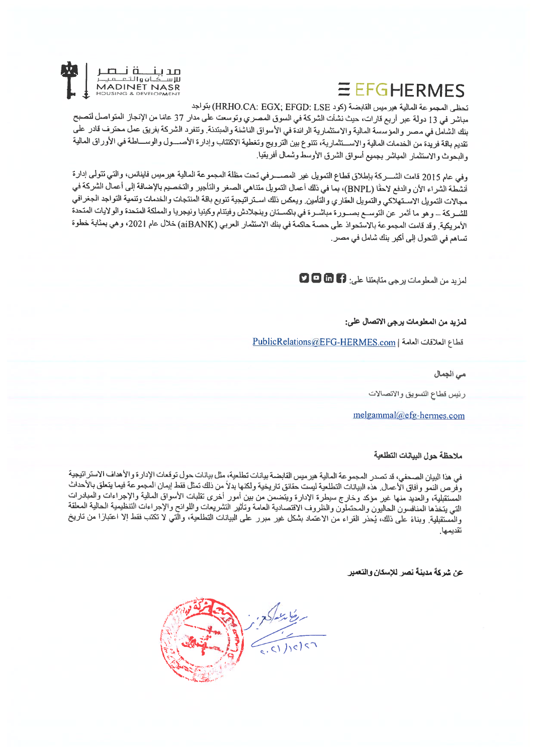تحظى المجموعة المالية هيرميس القابضة (كود HRHO.CA: EGX; EFGD: LSE) بتواجد مباشر في 13 دولة عبر أربع قارات، حيث نشأت الشركة في السوق المصري وتوسعت على مدار 37 عاما من الإنجاز المتواصل لتصبح بنك الشامل في مصر والمؤسسة المالية والاستثمارية الرائدة في الأسواق الناشئة والمبتدئة. وتنفرد الشركة بفريق عمل محترف قادر على تقديم باقة فريدة من الخدمات المالية والاستثمارية، تتنوع بين الترويج وتغطية الاكتتاب وإدارة الأصول والوساطة في الأوراق المالية والبحوث والاستثمار المباشر بجميع أسواق الشرق الأوسط وشمال أفريقيا.

وفي عام 2015 قامت الشركة بإطلاق قطاع التمويل غير المصرفي تحت مظلة المجموعة المالية هيرميس فاينانس، والتي تتولى إدارة أنشطة الشراء الآن والدفع لاحقًا (BNPL)، بما في ذلك أعمال التمويل متناهي الصغر والتأجير والتخصيم بالإضافة إلى أعمال الشركة في مجالات التمويل الاستهلاكي والتمويل العقاري والتأمين. ويعكس ذلك استراتيجية تنويع باقة المنتجات والخدمات وتنمية التواجد الجغرافي للشركة – وهو ما أثمر عن التوسع بصورة مباشرة في باكستان وبنجلادش وفيتنام وكينيا ونيجيريا والمملكة المتحدة والولايات المتحدة الأمريكية. وقد قامت المجموعة بالاستحواذ على حصة حاكمة في بنك الاستثمار العربي (aiBANK) خلال عام 2021، وهي بمثابة خطوة تساهم في التحول إلى أكبر بنك شامل في مصر.

لمزيد من المعلومات يرجى متابعتنا على:

**لمزيد من المعلومات يرجى الاتصال على:**

قطاع العلاقات العامة | PublicRelations@EFG-HERMES.com

مي الجمال

رئيس قطاع التسويق والاتصالات

melgammal@efg-hermes.com

**ملاحظة حول البيانات التطلعية**

في هذا البيان الصحفي، قد تصدر المجموعة المالية هيرميس القابضة بيانات تطلعية، مثل بيانات حول توقعات الإدارة والأهداف الاستراتيجية وفرص النمو وآفاق الأعمال. هذه البيانات التطلعية ليست حقائق تاريخية ولكنها بدلاً من ذلك تمثل فقط إيمان المجموعة فيما يتعلق بالأحداث المستقبلية، والعديد منها غير مؤكد وخارج سيطرة الإدارة ويتضمن من بين أمور أخرى تقلبات الأسواق المالية والإجراءات والمبادرات التي يتخذها المنافسون الحاليون والمحتملون والظروف الاقتصادية العامة وتأثير التشريعات واللوائح والإجراءات التنظيمية الحالية المعلقة والمستقبلية. وبناءً على ذلك، يُحذر القراء من الاعتماد بشكل غير مبرر على البيانات التطلعية، والتي لا تكتب فقط إلا اعتبارًا من تاريخ تقديمها.

**عن شركة مدينة نصر للإسكان والتعمير**

٢٠٢١/١٢/٢٦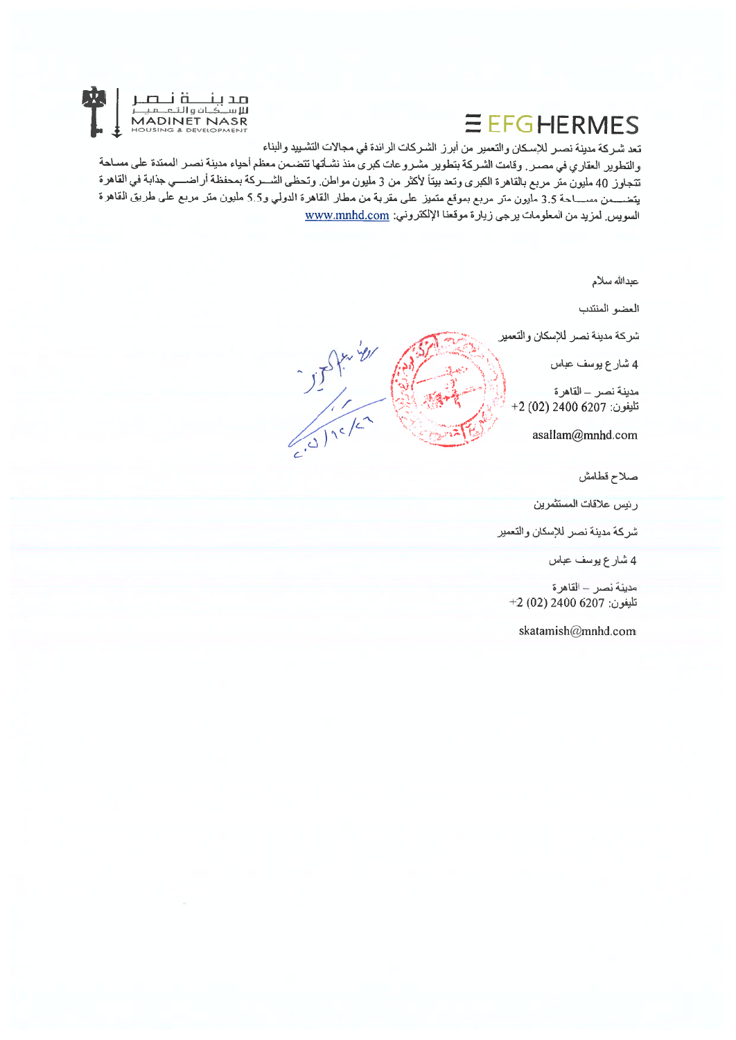تعد شركة مدينة نصر للإسكان والتعمير من أبرز الشركات الرائدة في مجالات التشييد والبناء والتطوير العقاري في مصر. وقامت الشركة بتطوير مشروعات كبرى منذ نشأتها تتضمن معظم أحياء مدينة نصر الممتدة على مساحة تتجاوز 40 مليون متر مربع بالقاهرة الكبرى وتعد بيتاً لأكثر من 3 مليون مواطن. وتحظى الشركة بمحفظة أراضي جذابة في القاهرة يتضمن مساحة 3.5 مليون متر مربع بموقع متميز على مقربة من مطار القاهرة الدولي و5.5 مليون متر مربع على طريق القاهرة السويس. لمزيد من المعلومات يرجى زيارة موقعنا الإلكتروني: www.mnhd.com

عبدالله سلام

العضو المنتدب

شركة مدينة نصر للإسكان والتعمير

4 شارع يوسف عباس

مدينة نصر – القاهرة
تليفون: 6207 2400 (02) 2+

asallam@mnhd.com

صلاح قطامش

رئيس علاقات المستثمرين

شركة مدينة نصر للإسكان والتعمير

4 شارع يوسف عباس

مدينة نصر – القاهرة
تليفون: 6207 2400 (02) 2+

skatamish@mnhd.com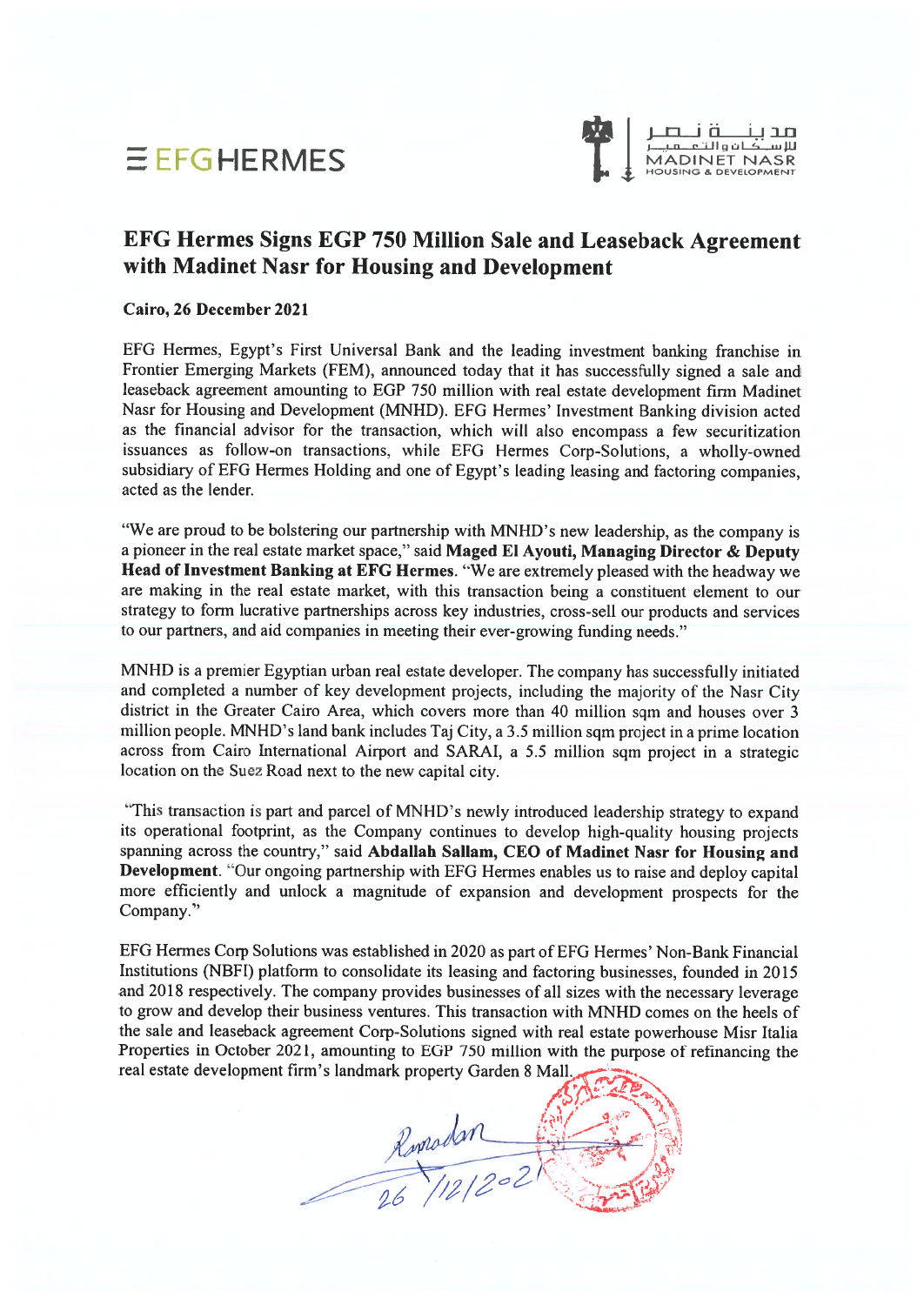EFG HERMES

مدينة نصر للإسكان والتعمير
MADINET NASR
HOUSING & DEVELOPMENT

# EFG Hermes Signs EGP 750 Million Sale and Leaseback Agreement with Madinet Nasr for Housing and Development

**Cairo, 26 December 2021**

EFG Hermes, Egypt's First Universal Bank and the leading investment banking franchise in Frontier Emerging Markets (FEM), announced today that it has successfully signed a sale and leaseback agreement amounting to EGP 750 million with real estate development firm Madinet Nasr for Housing and Development (MNHD). EFG Hermes' Investment Banking division acted as the financial advisor for the transaction, which will also encompass a few securitization issuances as follow-on transactions, while EFG Hermes Corp-Solutions, a wholly-owned subsidiary of EFG Hermes Holding and one of Egypt's leading leasing and factoring companies, acted as the lender.

"We are proud to be bolstering our partnership with MNHD's new leadership, as the company is a pioneer in the real estate market space," said **Maged El Ayouti, Managing Director & Deputy Head of Investment Banking at EFG Hermes**. "We are extremely pleased with the headway we are making in the real estate market, with this transaction being a constituent element to our strategy to form lucrative partnerships across key industries, cross-sell our products and services to our partners, and aid companies in meeting their ever-growing funding needs."

MNHD is a premier Egyptian urban real estate developer. The company has successfully initiated and completed a number of key development projects, including the majority of the Nasr City district in the Greater Cairo Area, which covers more than 40 million sqm and houses over 3 million people. MNHD's land bank includes Taj City, a 3.5 million sqm project in a prime location across from Cairo International Airport and SARAI, a 5.5 million sqm project in a strategic location on the Suez Road next to the new capital city.

"This transaction is part and parcel of MNHD's newly introduced leadership strategy to expand its operational footprint, as the Company continues to develop high-quality housing projects spanning across the country," said **Abdallah Sallam, CEO of Madinet Nasr for Housing and Development**. "Our ongoing partnership with EFG Hermes enables us to raise and deploy capital more efficiently and unlock a magnitude of expansion and development prospects for the Company."

EFG Hermes Corp Solutions was established in 2020 as part of EFG Hermes' Non-Bank Financial Institutions (NBFI) platform to consolidate its leasing and factoring businesses, founded in 2015 and 2018 respectively. The company provides businesses of all sizes with the necessary leverage to grow and develop their business ventures. This transaction with MNHD comes on the heels of the sale and leaseback agreement Corp-Solutions signed with real estate powerhouse Misr Italia Properties in October 2021, amounting to EGP 750 million with the purpose of refinancing the real estate development firm's landmark property Garden 8 Mall.

Ramadan
26/12/2021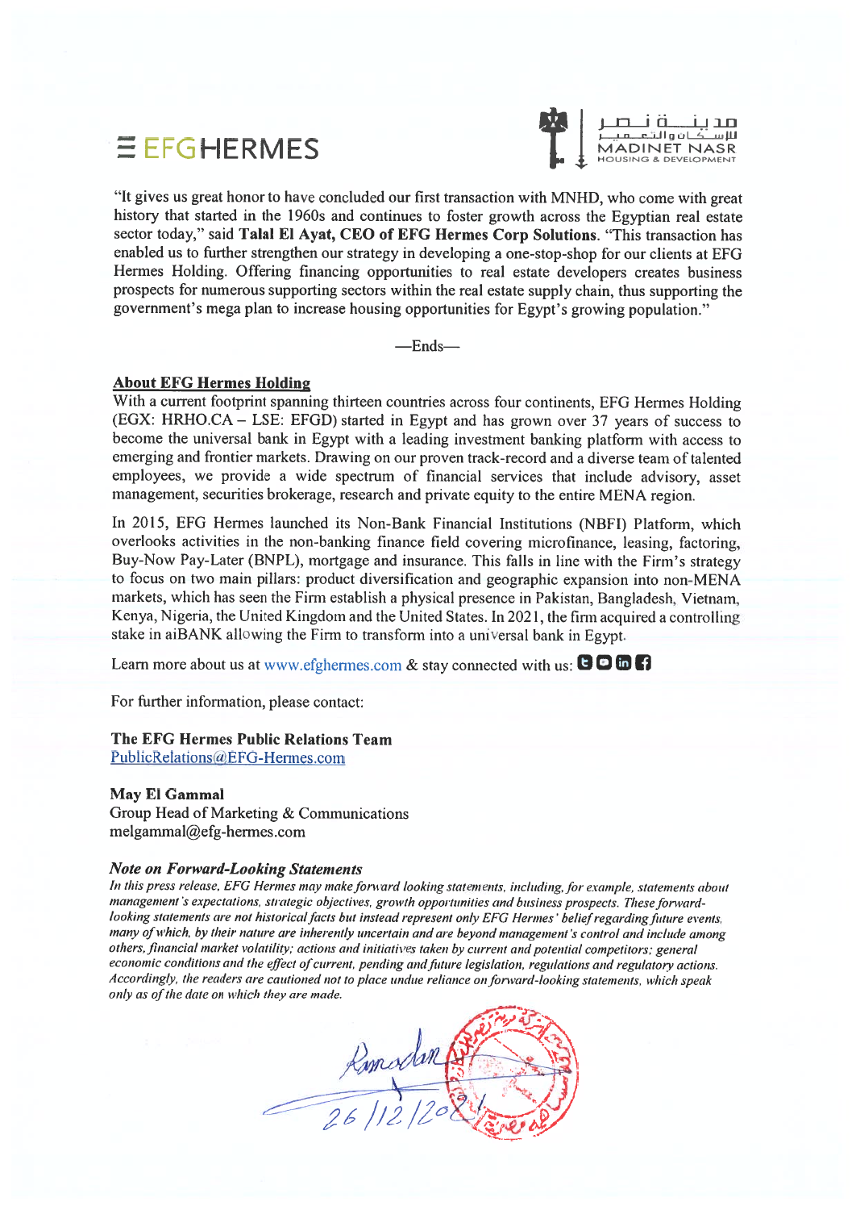"It gives us great honor to have concluded our first transaction with MNHD, who come with great history that started in the 1960s and continues to foster growth across the Egyptian real estate sector today," said **Talal El Ayat, CEO of EFG Hermes Corp Solutions**. "This transaction has enabled us to further strengthen our strategy in developing a one-stop-shop for our clients at EFG Hermes Holding. Offering financing opportunities to real estate developers creates business prospects for numerous supporting sectors within the real estate supply chain, thus supporting the government's mega plan to increase housing opportunities for Egypt's growing population."

—Ends—

**About EFG Hermes Holding**

With a current footprint spanning thirteen countries across four continents, EFG Hermes Holding (EGX: HRHO.CA – LSE: EFGD) started in Egypt and has grown over 37 years of success to become the universal bank in Egypt with a leading investment banking platform with access to emerging and frontier markets. Drawing on our proven track-record and a diverse team of talented employees, we provide a wide spectrum of financial services that include advisory, asset management, securities brokerage, research and private equity to the entire MENA region.

In 2015, EFG Hermes launched its Non-Bank Financial Institutions (NBFI) Platform, which overlooks activities in the non-banking finance field covering microfinance, leasing, factoring, Buy-Now Pay-Later (BNPL), mortgage and insurance. This falls in line with the Firm's strategy to focus on two main pillars: product diversification and geographic expansion into non-MENA markets, which has seen the Firm establish a physical presence in Pakistan, Bangladesh, Vietnam, Kenya, Nigeria, the United Kingdom and the United States. In 2021, the firm acquired a controlling stake in aiBANK allowing the Firm to transform into a universal bank in Egypt.

Learn more about us at www.efghermes.com & stay connected with us:

For further information, please contact:

**The EFG Hermes Public Relations Team**
PublicRelations@EFG-Hermes.com

**May El Gammal**
Group Head of Marketing & Communications
melgammal@efg-hermes.com

***Note on Forward-Looking Statements***

*In this press release, EFG Hermes may make forward looking statements, including, for example, statements about management's expectations, strategic objectives, growth opportunities and business prospects. These forward-looking statements are not historical facts but instead represent only EFG Hermes' belief regarding future events, many of which, by their nature are inherently uncertain and are beyond management's control and include among others, financial market volatility; actions and initiatives taken by current and potential competitors; general economic conditions and the effect of current, pending and future legislation, regulations and regulatory actions. Accordingly, the readers are cautioned not to place undue reliance on forward-looking statements, which speak only as of the date on which they are made.*

26/12/2021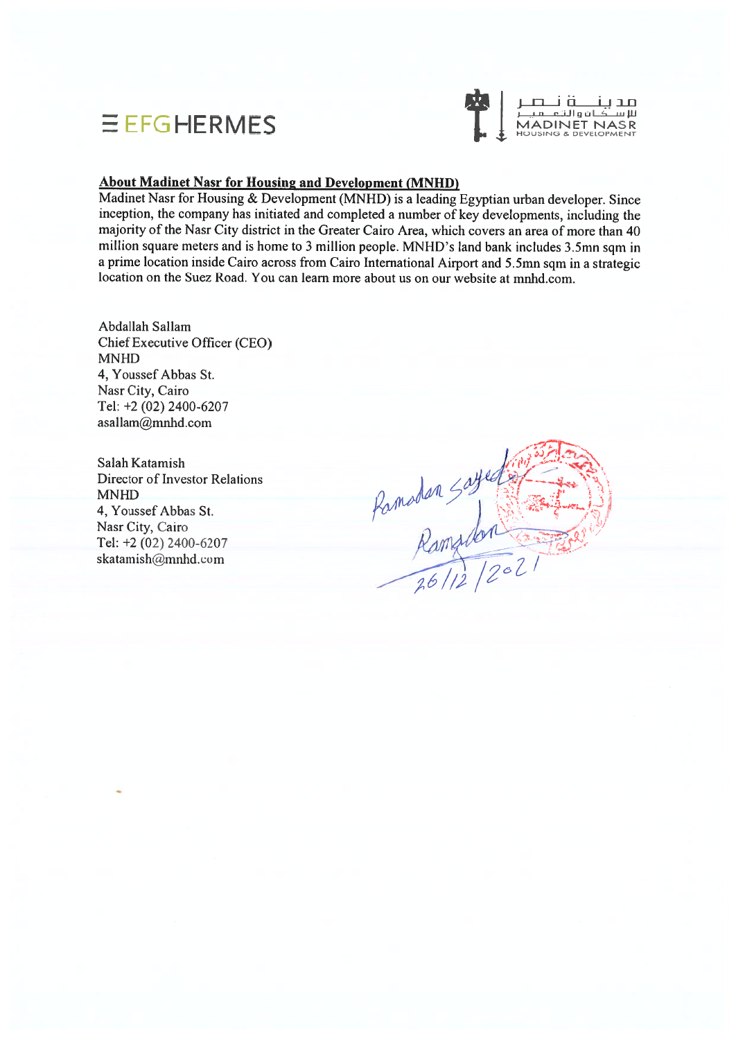## About Madinet Nasr for Housing and Development (MNHD)

Madinet Nasr for Housing & Development (MNHD) is a leading Egyptian urban developer. Since inception, the company has initiated and completed a number of key developments, including the majority of the Nasr City district in the Greater Cairo Area, which covers an area of more than 40 million square meters and is home to 3 million people. MNHD's land bank includes 3.5mn sqm in a prime location inside Cairo across from Cairo International Airport and 5.5mn sqm in a strategic location on the Suez Road. You can learn more about us on our website at mnhd.com.

Abdallah Sallam
Chief Executive Officer (CEO)
MNHD
4, Youssef Abbas St.
Nasr City, Cairo
Tel: +2 (02) 2400-6207
asallam@mnhd.com

Salah Katamish
Director of Investor Relations
MNHD
4, Youssef Abbas St.
Nasr City, Cairo
Tel: +2 (02) 2400-6207
skatamish@mnhd.com

Ramadan Sayed
Ramadan
26/12/2021